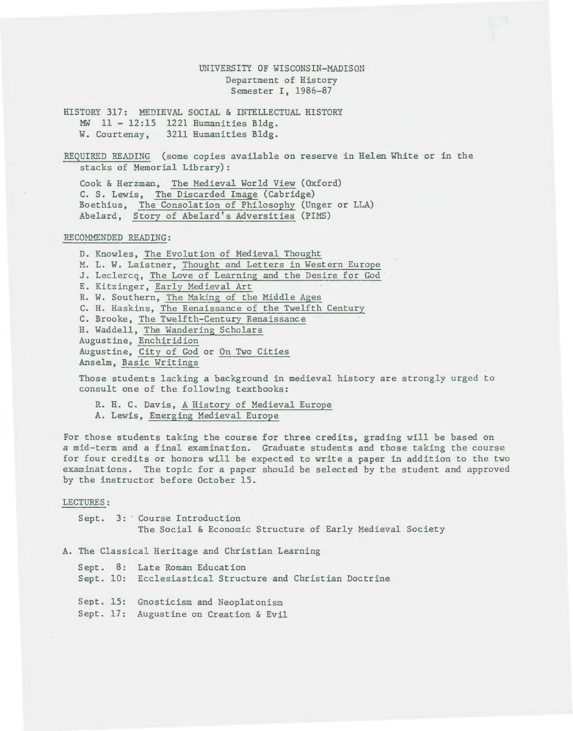UNIVERSITY OF WISCONSIN-MADISON
Department of History
Semester I, 1986-87

HISTORY 317: MEDIEVAL SOCIAL & INTELLECTUAL HISTORY
MW 11 - 12:15 1221 Humanities Bldg.
W. Courtenay, 3211 Humanities Bldg.

REQUIRED READING (some copies available on reserve in Helen White or in the stacks of Memorial Library):

Cook & Herzman, The Medieval World View (Oxford)
C. S. Lewis, The Discarded Image (Cabridge)
Boethius, The Consolation of Philosophy (Unger or LLA)
Abelard, Story of Abelard's Adversities (PIMS)

RECOMMENDED READING:

D. Knowles, The Evolution of Medieval Thought
M. L. W. Laistner, Thought and Letters in Western Europe
J. Leclercq, The Love of Learning and the Desire for God
E. Kitzinger, Early Medieval Art
R. W. Southern, The Making of the Middle Ages
C. H. Haskins, The Renaissance of the Twelfth Century
C. Brooke, The Twelfth-Century Renaissance
H. Waddell, The Wandering Scholars
Augustine, Enchiridion
Augustine, City of God or On Two Cities
Anselm, Basic Writings

Those students lacking a background in medieval history are strongly urged to consult one of the following textbooks:

R. H. C. Davis, A History of Medieval Europe
A. Lewis, Emerging Medieval Europe

For those students taking the course for three credits, grading will be based on a mid-term and a final examination. Graduate students and those taking the course for four credits or honors will be expected to write a paper in addition to the two examinations. The topic for a paper should be selected by the student and approved by the instructor before October 15.

LECTURES:

Sept. 3: Course Introduction
The Social & Economic Structure of Early Medieval Society

A. The Classical Heritage and Christian Learning

Sept. 8: Late Roman Education
Sept. 10: Ecclesiastical Structure and Christian Doctrine

Sept. 15: Gnosticism and Neoplatonism
Sept. 17: Augustine on Creation & Evil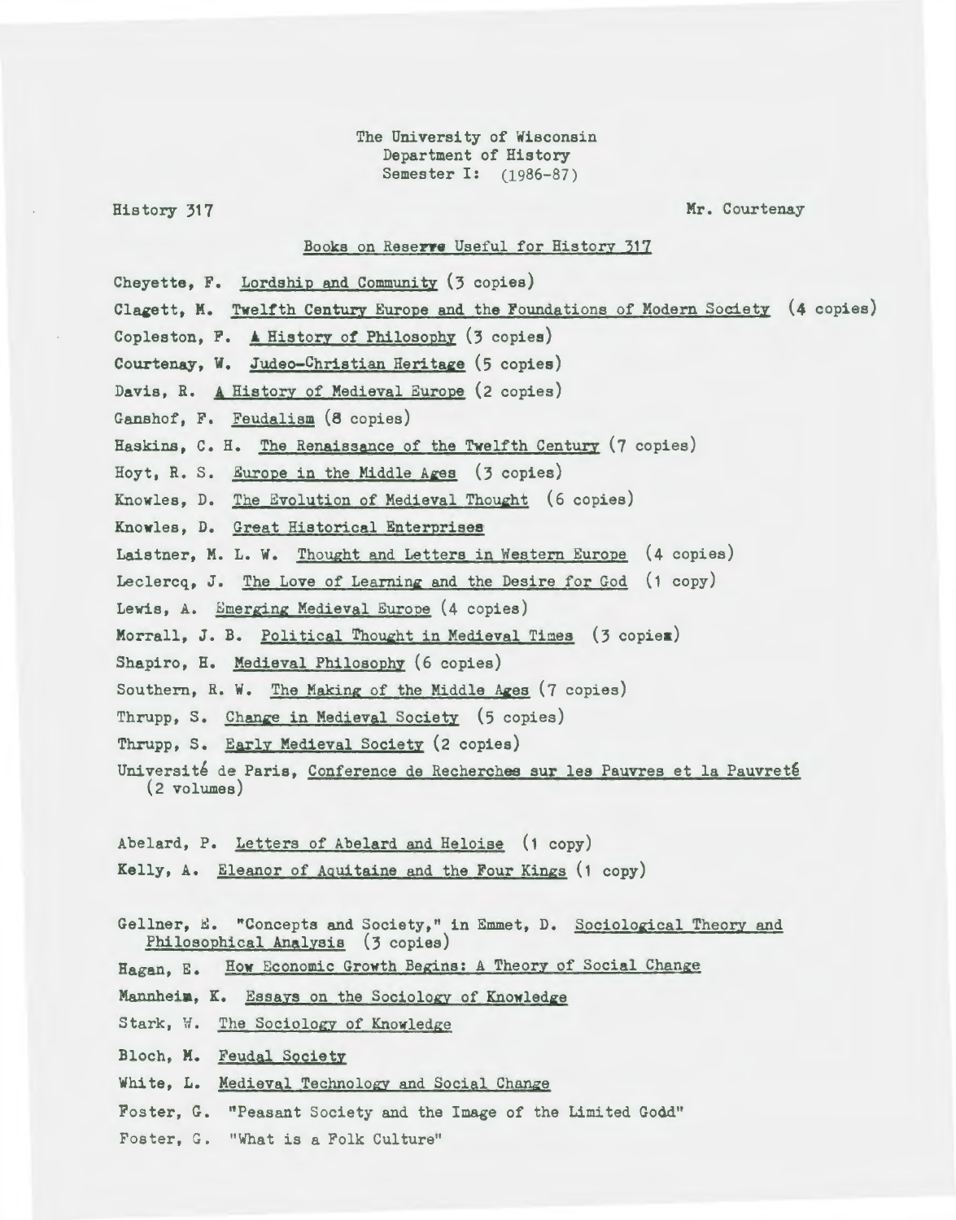The University of Wisconsin
Department of History
Semester I: (1986-87)

History 317 Mr. Courtenay

Books on Reserve Useful for History 317

Cheyette, F. Lordship and Community (3 copies)

Clagett, M. Twelfth Century Europe and the Foundations of Modern Society (4 copies)

Copleston, F. A History of Philosophy (3 copies)

Courtenay, W. Judeo-Christian Heritage (5 copies)

Davis, R. A History of Medieval Europe (2 copies)

Ganshof, F. Feudalism (8 copies)

Haskins, C. H. The Renaissance of the Twelfth Century (7 copies)

Hoyt, R. S. Europe in the Middle Ages (3 copies)

Knowles, D. The Evolution of Medieval Thought (6 copies)

Knowles, D. Great Historical Enterprises

Laistner, M. L. W. Thought and Letters in Western Europe (4 copies)

Leclercq, J. The Love of Learning and the Desire for God (1 copy)

Lewis, A. Emerging Medieval Europe (4 copies)

Morrall, J. B. Political Thought in Medieval Times (3 copies)

Shapiro, H. Medieval Philosophy (6 copies)

Southern, R. W. The Making of the Middle Ages (7 copies)

Thrupp, S. Change in Medieval Society (5 copies)

Thrupp, S. Early Medieval Society (2 copies)

Université de Paris, Conference de Recherches sur les Pauvres et la Pauvreté (2 volumes)

Abelard, P. Letters of Abelard and Heloise (1 copy)

Kelly, A. Eleanor of Aquitaine and the Four Kings (1 copy)

Gellner, E. "Concepts and Society," in Emmet, D. Sociological Theory and Philosophical Analysis (3 copies)

Hagan, E. How Economic Growth Begins: A Theory of Social Change

Mannheim, K. Essays on the Sociology of Knowledge

Stark, W. The Sociology of Knowledge

Bloch, M. Feudal Society

White, L. Medieval Technology and Social Change

Foster, G. "Peasant Society and the Image of the Limited Godd"

Foster, G. "What is a Folk Culture"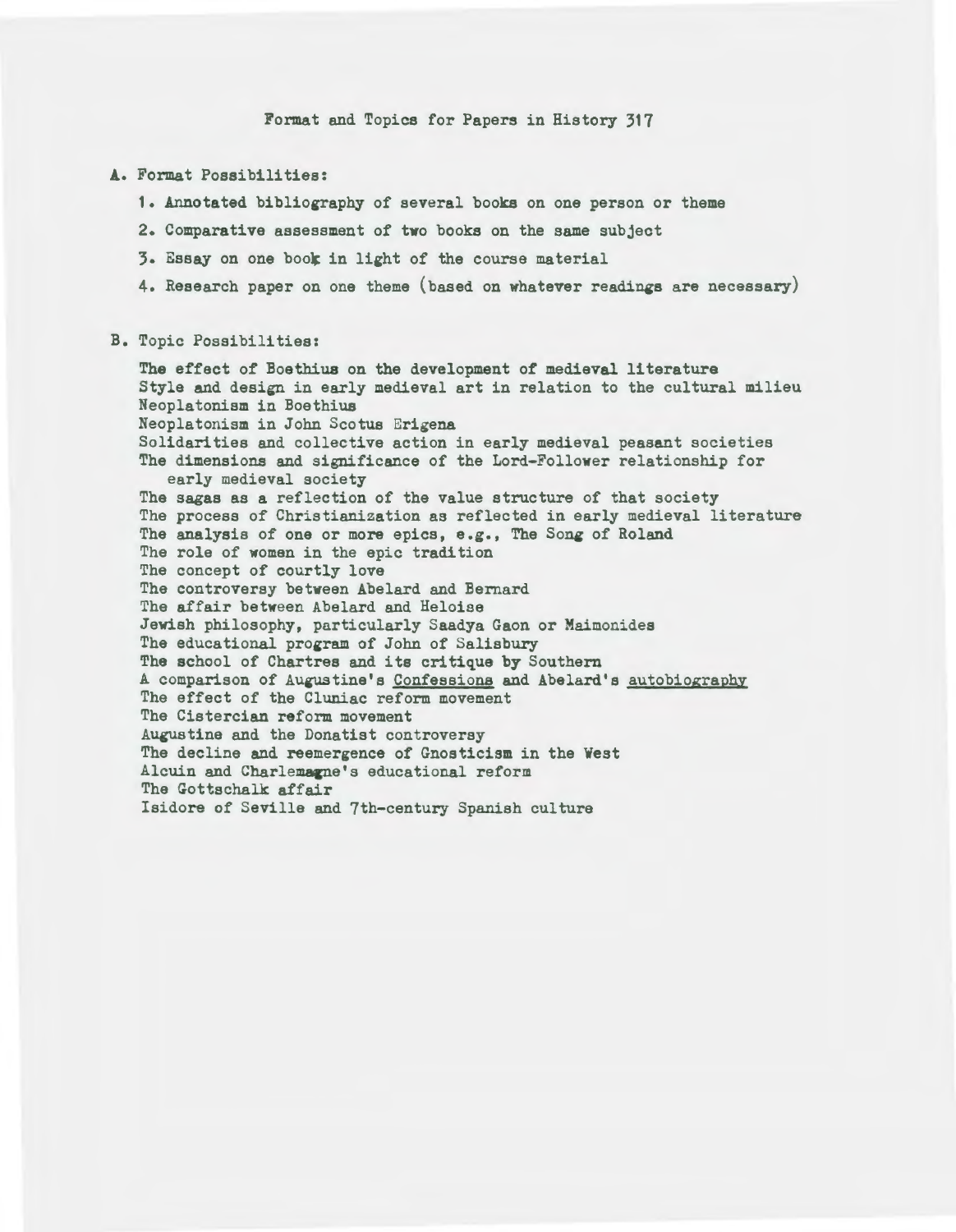# Format and Topics for Papers in History 317

A. Format Possibilities:

1. Annotated bibliography of several books on one person or theme
2. Comparative assessment of two books on the same subject
3. Essay on one book in light of the course material
4. Research paper on one theme (based on whatever readings are necessary)

B. Topic Possibilities:

The effect of Boethius on the development of medieval literature  
Style and design in early medieval art in relation to the cultural milieu  
Neoplatonism in Boethius  
Neoplatonism in John Scotus Erigena  
Solidarities and collective action in early medieval peasant societies  
The dimensions and significance of the Lord-Follower relationship for early medieval society  
The sagas as a reflection of the value structure of that society  
The process of Christianization as reflected in early medieval literature  
The analysis of one or more epics, e.g., The Song of Roland  
The role of women in the epic tradition  
The concept of courtly love  
The controversy between Abelard and Bernard  
The affair between Abelard and Heloise  
Jewish philosophy, particularly Saadya Gaon or Maimonides  
The educational program of John of Salisbury  
The school of Chartres and its critique by Southern  
A comparison of Augustine's _Confessions_ and Abelard's _autobiography_  
The effect of the Cluniac reform movement  
The Cistercian reform movement  
Augustine and the Donatist controversy  
The decline and reemergence of Gnosticism in the West  
Alcuin and Charlemagne's educational reform  
The Gottschalk affair  
Isidore of Seville and 7th-century Spanish culture